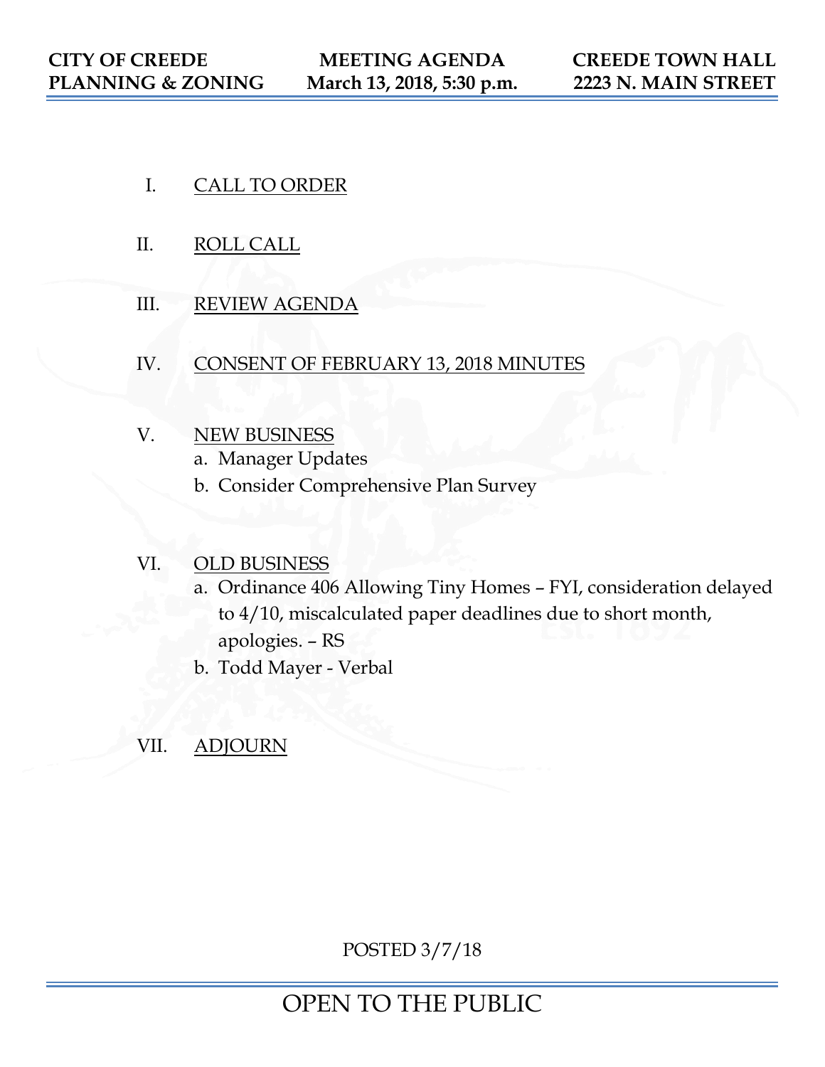**CITY OF CREEDE**
**PLANNING & ZONING**

**MEETING AGENDA**
**March 13, 2018, 5:30 p.m.**

**CREEDE TOWN HALL**
**2223 N. MAIN STREET**

I. CALL TO ORDER

II. ROLL CALL

III. REVIEW AGENDA

IV. CONSENT OF FEBRUARY 13, 2018 MINUTES

V. NEW BUSINESS
   a. Manager Updates
   b. Consider Comprehensive Plan Survey

VI. OLD BUSINESS
   a. Ordinance 406 Allowing Tiny Homes – FYI, consideration delayed to 4/10, miscalculated paper deadlines due to short month, apologies. – RS
   b. Todd Mayer - Verbal

VII. ADJOURN

POSTED 3/7/18

OPEN TO THE PUBLIC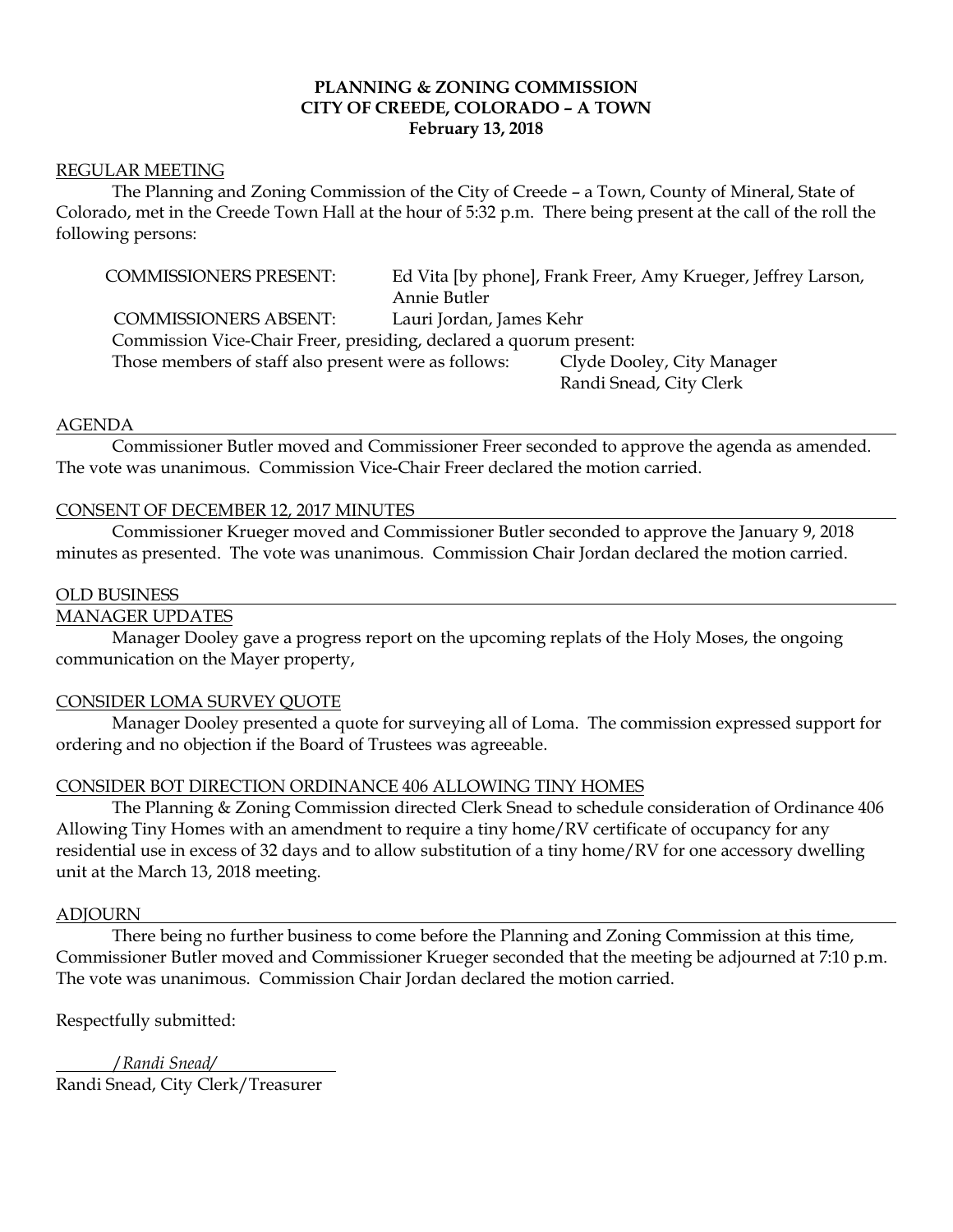**PLANNING & ZONING COMMISSION**
**CITY OF CREEDE, COLORADO – A TOWN**
**February 13, 2018**

REGULAR MEETING

The Planning and Zoning Commission of the City of Creede – a Town, County of Mineral, State of Colorado, met in the Creede Town Hall at the hour of 5:32 p.m. There being present at the call of the roll the following persons:

COMMISSIONERS PRESENT: Ed Vita [by phone], Frank Freer, Amy Krueger, Jeffrey Larson, Annie Butler

COMMISSIONERS ABSENT: Lauri Jordan, James Kehr

Commission Vice-Chair Freer, presiding, declared a quorum present:

Those members of staff also present were as follows: Clyde Dooley, City Manager
Randi Snead, City Clerk

AGENDA

Commissioner Butler moved and Commissioner Freer seconded to approve the agenda as amended. The vote was unanimous. Commission Vice-Chair Freer declared the motion carried.

CONSENT OF DECEMBER 12, 2017 MINUTES

Commissioner Krueger moved and Commissioner Butler seconded to approve the January 9, 2018 minutes as presented. The vote was unanimous. Commission Chair Jordan declared the motion carried.

OLD BUSINESS

MANAGER UPDATES

Manager Dooley gave a progress report on the upcoming replats of the Holy Moses, the ongoing communication on the Mayer property,

CONSIDER LOMA SURVEY QUOTE

Manager Dooley presented a quote for surveying all of Loma. The commission expressed support for ordering and no objection if the Board of Trustees was agreeable.

CONSIDER BOT DIRECTION ORDINANCE 406 ALLOWING TINY HOMES

The Planning & Zoning Commission directed Clerk Snead to schedule consideration of Ordinance 406 Allowing Tiny Homes with an amendment to require a tiny home/RV certificate of occupancy for any residential use in excess of 32 days and to allow substitution of a tiny home/RV for one accessory dwelling unit at the March 13, 2018 meeting.

ADJOURN

There being no further business to come before the Planning and Zoning Commission at this time, Commissioner Butler moved and Commissioner Krueger seconded that the meeting be adjourned at 7:10 p.m. The vote was unanimous. Commission Chair Jordan declared the motion carried.

Respectfully submitted:

*/Randi Snead/*
Randi Snead, City Clerk/Treasurer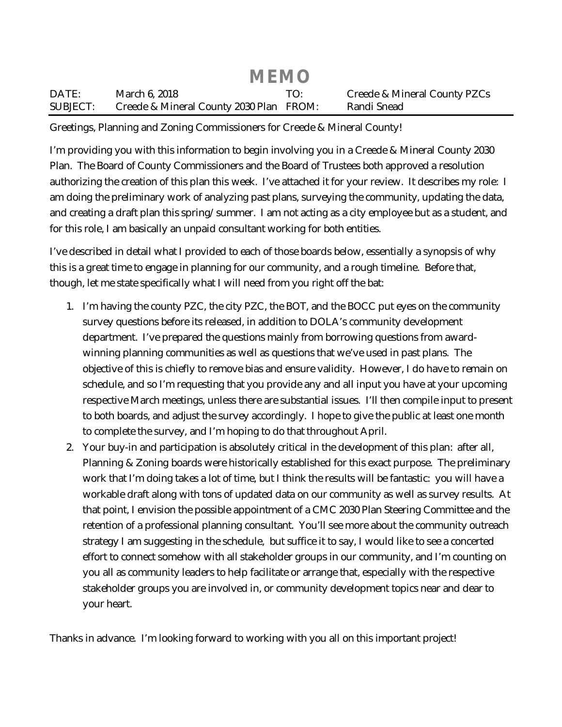# MEMO

| DATE: | March 6, 2018 | TO: | Creede & Mineral County PZCs |
| --- | --- | --- | --- |
| SUBJECT: | Creede & Mineral County 2030 Plan | FROM: | Randi Snead |

Greetings, Planning and Zoning Commissioners for Creede & Mineral County!

I'm providing you with this information to begin involving you in a Creede & Mineral County 2030 Plan. The Board of County Commissioners and the Board of Trustees both approved a resolution authorizing the creation of this plan this week. I've attached it for your review. It describes my role: I am doing the preliminary work of analyzing past plans, surveying the community, updating the data, and creating a draft plan this spring/summer. I am not acting as a city employee but as a student, and for this role, I am basically an unpaid consultant working for both entities.

I've described in detail what I provided to each of those boards below, essentially a synopsis of why this is a great time to engage in planning for our community, and a rough timeline. Before that, though, let me state specifically what I will need from you right off the bat:

1. I'm having the county PZC, the city PZC, the BOT, and the BOCC put eyes on the community survey questions before its released, in addition to DOLA's community development department. I've prepared the questions mainly from borrowing questions from award-winning planning communities as well as questions that we've used in past plans. The objective of this is chiefly to remove bias and ensure validity. However, I do have to remain on schedule, and so I'm requesting that you provide any and all input you have at your upcoming respective March meetings, unless there are substantial issues. I'll then compile input to present to both boards, and adjust the survey accordingly. I hope to give the public at least one month to complete the survey, and I'm hoping to do that throughout April.
2. Your buy-in and participation is absolutely critical in the development of this plan: after all, Planning & Zoning boards were historically established for this exact purpose. The preliminary work that I'm doing takes a lot of time, but I think the results will be fantastic: you will have a workable draft along with tons of updated data on our community as well as survey results. At that point, I envision the possible appointment of a CMC 2030 Plan Steering Committee and the retention of a professional planning consultant. You'll see more about the community outreach strategy I am suggesting in the schedule, but suffice it to say, I would like to see a concerted effort to connect somehow with all stakeholder groups in our community, and I'm counting on you all as community leaders to help facilitate or arrange that, especially with the respective stakeholder groups you are involved in, or community development topics near and dear to your heart.

Thanks in advance. I'm looking forward to working with you all on this important project!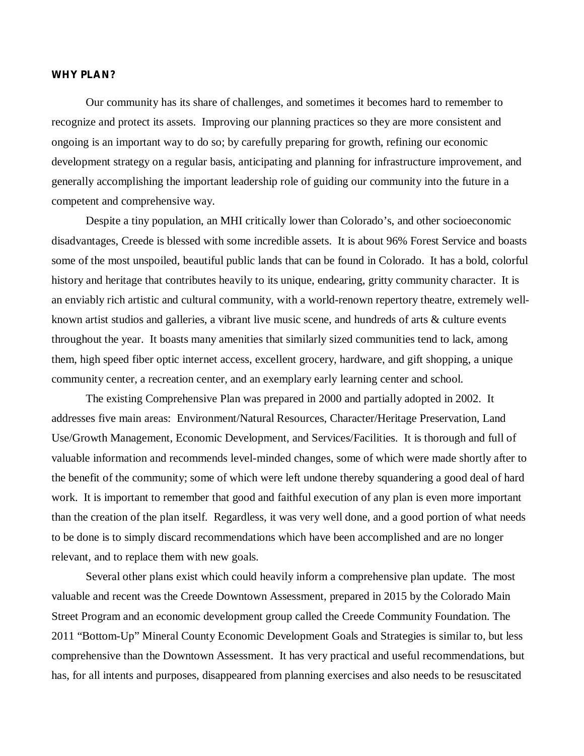**WHY PLAN?**

Our community has its share of challenges, and sometimes it becomes hard to remember to recognize and protect its assets. Improving our planning practices so they are more consistent and ongoing is an important way to do so; by carefully preparing for growth, refining our economic development strategy on a regular basis, anticipating and planning for infrastructure improvement, and generally accomplishing the important leadership role of guiding our community into the future in a competent and comprehensive way.

Despite a tiny population, an MHI critically lower than Colorado's, and other socioeconomic disadvantages, Creede is blessed with some incredible assets. It is about 96% Forest Service and boasts some of the most unspoiled, beautiful public lands that can be found in Colorado. It has a bold, colorful history and heritage that contributes heavily to its unique, endearing, gritty community character. It is an enviably rich artistic and cultural community, with a world-renown repertory theatre, extremely well-known artist studios and galleries, a vibrant live music scene, and hundreds of arts & culture events throughout the year. It boasts many amenities that similarly sized communities tend to lack, among them, high speed fiber optic internet access, excellent grocery, hardware, and gift shopping, a unique community center, a recreation center, and an exemplary early learning center and school.

The existing Comprehensive Plan was prepared in 2000 and partially adopted in 2002. It addresses five main areas: Environment/Natural Resources, Character/Heritage Preservation, Land Use/Growth Management, Economic Development, and Services/Facilities. It is thorough and full of valuable information and recommends level-minded changes, some of which were made shortly after to the benefit of the community; some of which were left undone thereby squandering a good deal of hard work. It is important to remember that good and faithful execution of any plan is even more important than the creation of the plan itself. Regardless, it was very well done, and a good portion of what needs to be done is to simply discard recommendations which have been accomplished and are no longer relevant, and to replace them with new goals.

Several other plans exist which could heavily inform a comprehensive plan update. The most valuable and recent was the Creede Downtown Assessment, prepared in 2015 by the Colorado Main Street Program and an economic development group called the Creede Community Foundation. The 2011 "Bottom-Up" Mineral County Economic Development Goals and Strategies is similar to, but less comprehensive than the Downtown Assessment. It has very practical and useful recommendations, but has, for all intents and purposes, disappeared from planning exercises and also needs to be resuscitated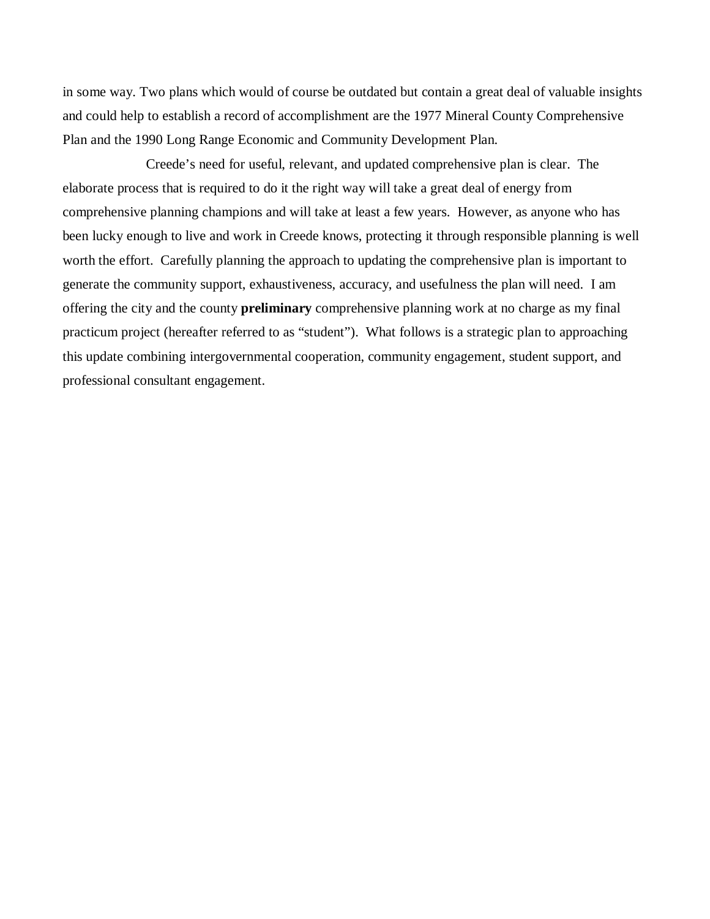in some way. Two plans which would of course be outdated but contain a great deal of valuable insights and could help to establish a record of accomplishment are the 1977 Mineral County Comprehensive Plan and the 1990 Long Range Economic and Community Development Plan.

Creede's need for useful, relevant, and updated comprehensive plan is clear. The elaborate process that is required to do it the right way will take a great deal of energy from comprehensive planning champions and will take at least a few years. However, as anyone who has been lucky enough to live and work in Creede knows, protecting it through responsible planning is well worth the effort. Carefully planning the approach to updating the comprehensive plan is important to generate the community support, exhaustiveness, accuracy, and usefulness the plan will need. I am offering the city and the county **preliminary** comprehensive planning work at no charge as my final practicum project (hereafter referred to as "student"). What follows is a strategic plan to approaching this update combining intergovernmental cooperation, community engagement, student support, and professional consultant engagement.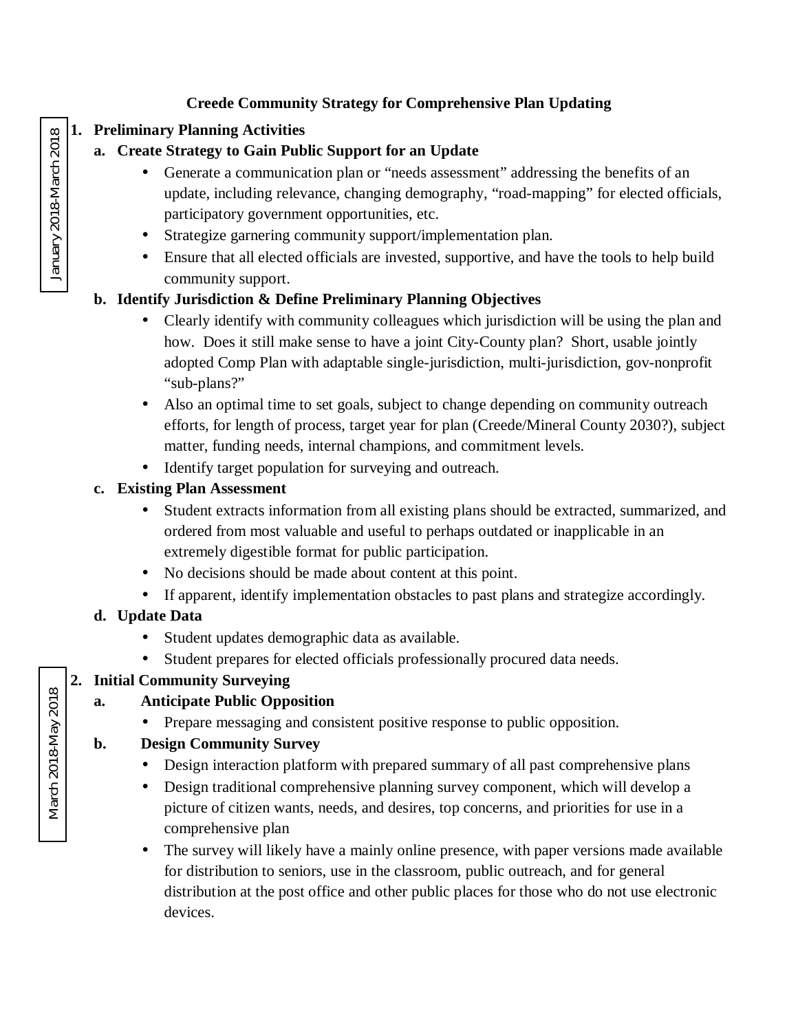**Creede Community Strategy for Comprehensive Plan Updating**

January 2018-March 2018

1. **Preliminary Planning Activities**

   a. **Create Strategy to Gain Public Support for an Update**

      - Generate a communication plan or "needs assessment" addressing the benefits of an update, including relevance, changing demography, "road-mapping" for elected officials, participatory government opportunities, etc.
      - Strategize garnering community support/implementation plan.
      - Ensure that all elected officials are invested, supportive, and have the tools to help build community support.

   b. **Identify Jurisdiction & Define Preliminary Planning Objectives**

      - Clearly identify with community colleagues which jurisdiction will be using the plan and how. Does it still make sense to have a joint City-County plan? Short, usable jointly adopted Comp Plan with adaptable single-jurisdiction, multi-jurisdiction, gov-nonprofit "sub-plans?"
      - Also an optimal time to set goals, subject to change depending on community outreach efforts, for length of process, target year for plan (Creede/Mineral County 2030?), subject matter, funding needs, internal champions, and commitment levels.
      - Identify target population for surveying and outreach.

   c. **Existing Plan Assessment**

      - Student extracts information from all existing plans should be extracted, summarized, and ordered from most valuable and useful to perhaps outdated or inapplicable in an extremely digestible format for public participation.
      - No decisions should be made about content at this point.
      - If apparent, identify implementation obstacles to past plans and strategize accordingly.

   d. **Update Data**

      - Student updates demographic data as available.
      - Student prepares for elected officials professionally procured data needs.

March 2018-May 2018

2. **Initial Community Surveying**

   a. **Anticipate Public Opposition**

      - Prepare messaging and consistent positive response to public opposition.

   b. **Design Community Survey**

      - Design interaction platform with prepared summary of all past comprehensive plans
      - Design traditional comprehensive planning survey component, which will develop a picture of citizen wants, needs, and desires, top concerns, and priorities for use in a comprehensive plan
      - The survey will likely have a mainly online presence, with paper versions made available for distribution to seniors, use in the classroom, public outreach, and for general distribution at the post office and other public places for those who do not use electronic devices.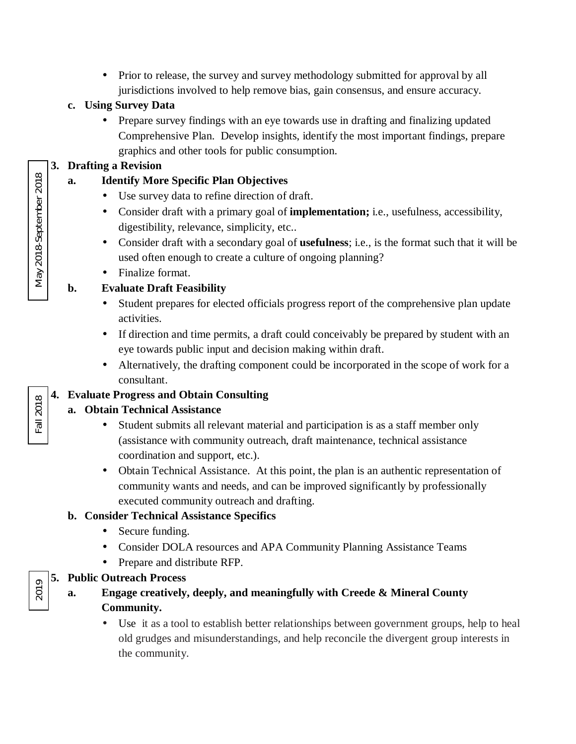- Prior to release, the survey and survey methodology submitted for approval by all jurisdictions involved to help remove bias, gain consensus, and ensure accuracy.

**c. Using Survey Data**

- Prepare survey findings with an eye towards use in drafting and finalizing updated Comprehensive Plan. Develop insights, identify the most important findings, prepare graphics and other tools for public consumption.

May 2018-September 2018

**3. Drafting a Revision**

**a. Identify More Specific Plan Objectives**

- Use survey data to refine direction of draft.
- Consider draft with a primary goal of **implementation;** i.e., usefulness, accessibility, digestibility, relevance, simplicity, etc..
- Consider draft with a secondary goal of **usefulness**; i.e., is the format such that it will be used often enough to create a culture of ongoing planning?
- Finalize format.

**b. Evaluate Draft Feasibility**

- Student prepares for elected officials progress report of the comprehensive plan update activities.
- If direction and time permits, a draft could conceivably be prepared by student with an eye towards public input and decision making within draft.
- Alternatively, the drafting component could be incorporated in the scope of work for a consultant.

Fall 2018

**4. Evaluate Progress and Obtain Consulting**

**a. Obtain Technical Assistance**

- Student submits all relevant material and participation is as a staff member only (assistance with community outreach, draft maintenance, technical assistance coordination and support, etc.).
- Obtain Technical Assistance. At this point, the plan is an authentic representation of community wants and needs, and can be improved significantly by professionally executed community outreach and drafting.

**b. Consider Technical Assistance Specifics**

- Secure funding.
- Consider DOLA resources and APA Community Planning Assistance Teams
- Prepare and distribute RFP.

2019

**5. Public Outreach Process**

**a. Engage creatively, deeply, and meaningfully with Creede & Mineral County Community.**

- Use it as a tool to establish better relationships between government groups, help to heal old grudges and misunderstandings, and help reconcile the divergent group interests in the community.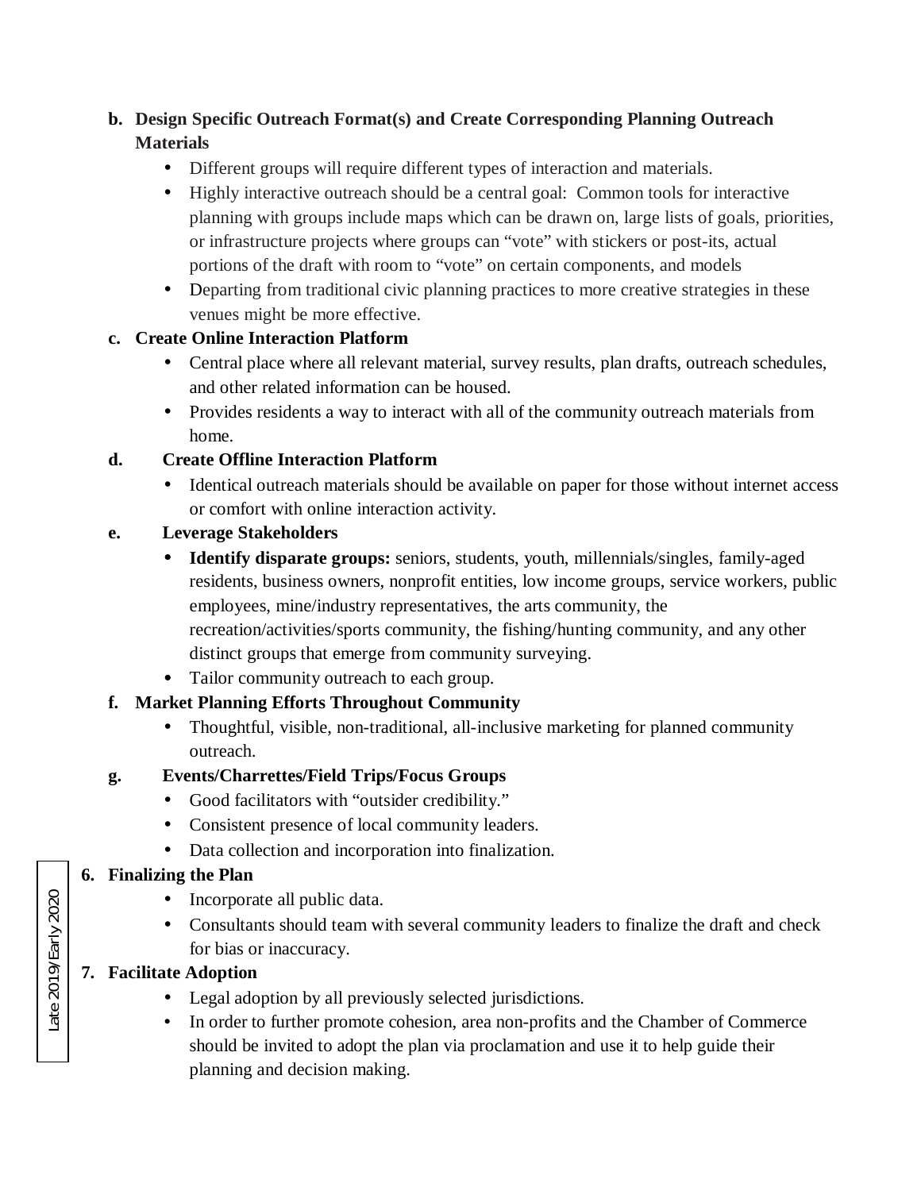**b. Design Specific Outreach Format(s) and Create Corresponding Planning Outreach Materials**

- Different groups will require different types of interaction and materials.
- Highly interactive outreach should be a central goal: Common tools for interactive planning with groups include maps which can be drawn on, large lists of goals, priorities, or infrastructure projects where groups can "vote" with stickers or post-its, actual portions of the draft with room to "vote" on certain components, and models
- Departing from traditional civic planning practices to more creative strategies in these venues might be more effective.

**c. Create Online Interaction Platform**

- Central place where all relevant material, survey results, plan drafts, outreach schedules, and other related information can be housed.
- Provides residents a way to interact with all of the community outreach materials from home.

**d. Create Offline Interaction Platform**

- Identical outreach materials should be available on paper for those without internet access or comfort with online interaction activity.

**e. Leverage Stakeholders**

- **Identify disparate groups:** seniors, students, youth, millennials/singles, family-aged residents, business owners, nonprofit entities, low income groups, service workers, public employees, mine/industry representatives, the arts community, the recreation/activities/sports community, the fishing/hunting community, and any other distinct groups that emerge from community surveying.
- Tailor community outreach to each group.

**f. Market Planning Efforts Throughout Community**

- Thoughtful, visible, non-traditional, all-inclusive marketing for planned community outreach.

**g. Events/Charrettes/Field Trips/Focus Groups**

- Good facilitators with "outsider credibility."
- Consistent presence of local community leaders.
- Data collection and incorporation into finalization.

Late 2019/Early 2020

**6. Finalizing the Plan**

- Incorporate all public data.
- Consultants should team with several community leaders to finalize the draft and check for bias or inaccuracy.

**7. Facilitate Adoption**

- Legal adoption by all previously selected jurisdictions.
- In order to further promote cohesion, area non-profits and the Chamber of Commerce should be invited to adopt the plan via proclamation and use it to help guide their planning and decision making.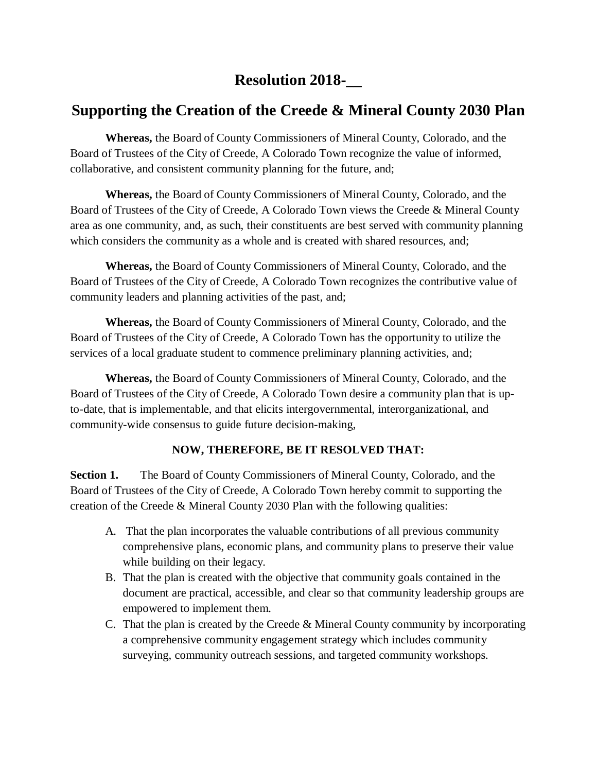# Resolution 2018-__

## Supporting the Creation of the Creede & Mineral County 2030 Plan

**Whereas,** the Board of County Commissioners of Mineral County, Colorado, and the Board of Trustees of the City of Creede, A Colorado Town recognize the value of informed, collaborative, and consistent community planning for the future, and;

**Whereas,** the Board of County Commissioners of Mineral County, Colorado, and the Board of Trustees of the City of Creede, A Colorado Town views the Creede & Mineral County area as one community, and, as such, their constituents are best served with community planning which considers the community as a whole and is created with shared resources, and;

**Whereas,** the Board of County Commissioners of Mineral County, Colorado, and the Board of Trustees of the City of Creede, A Colorado Town recognizes the contributive value of community leaders and planning activities of the past, and;

**Whereas,** the Board of County Commissioners of Mineral County, Colorado, and the Board of Trustees of the City of Creede, A Colorado Town has the opportunity to utilize the services of a local graduate student to commence preliminary planning activities, and;

**Whereas,** the Board of County Commissioners of Mineral County, Colorado, and the Board of Trustees of the City of Creede, A Colorado Town desire a community plan that is up-to-date, that is implementable, and that elicits intergovernmental, interorganizational, and community-wide consensus to guide future decision-making,

**NOW, THEREFORE, BE IT RESOLVED THAT:**

**Section 1.** The Board of County Commissioners of Mineral County, Colorado, and the Board of Trustees of the City of Creede, A Colorado Town hereby commit to supporting the creation of the Creede & Mineral County 2030 Plan with the following qualities:

A. That the plan incorporates the valuable contributions of all previous community comprehensive plans, economic plans, and community plans to preserve their value while building on their legacy.

B. That the plan is created with the objective that community goals contained in the document are practical, accessible, and clear so that community leadership groups are empowered to implement them.

C. That the plan is created by the Creede & Mineral County community by incorporating a comprehensive community engagement strategy which includes community surveying, community outreach sessions, and targeted community workshops.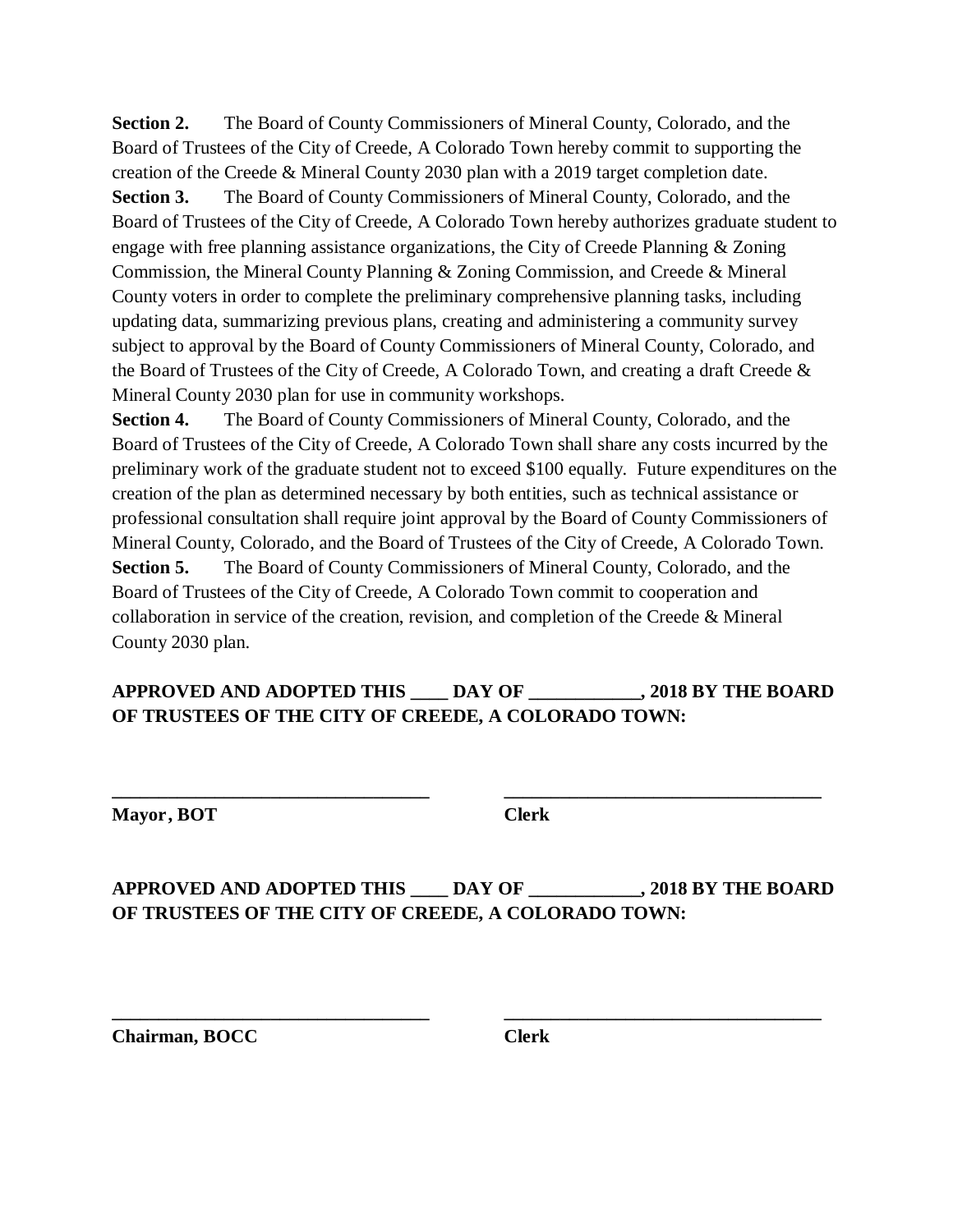**Section 2.** The Board of County Commissioners of Mineral County, Colorado, and the Board of Trustees of the City of Creede, A Colorado Town hereby commit to supporting the creation of the Creede & Mineral County 2030 plan with a 2019 target completion date.

**Section 3.** The Board of County Commissioners of Mineral County, Colorado, and the Board of Trustees of the City of Creede, A Colorado Town hereby authorizes graduate student to engage with free planning assistance organizations, the City of Creede Planning & Zoning Commission, the Mineral County Planning & Zoning Commission, and Creede & Mineral County voters in order to complete the preliminary comprehensive planning tasks, including updating data, summarizing previous plans, creating and administering a community survey subject to approval by the Board of County Commissioners of Mineral County, Colorado, and the Board of Trustees of the City of Creede, A Colorado Town, and creating a draft Creede & Mineral County 2030 plan for use in community workshops.

**Section 4.** The Board of County Commissioners of Mineral County, Colorado, and the Board of Trustees of the City of Creede, A Colorado Town shall share any costs incurred by the preliminary work of the graduate student not to exceed $100 equally. Future expenditures on the creation of the plan as determined necessary by both entities, such as technical assistance or professional consultation shall require joint approval by the Board of County Commissioners of Mineral County, Colorado, and the Board of Trustees of the City of Creede, A Colorado Town.

**Section 5.** The Board of County Commissioners of Mineral County, Colorado, and the Board of Trustees of the City of Creede, A Colorado Town commit to cooperation and collaboration in service of the creation, revision, and completion of the Creede & Mineral County 2030 plan.

**APPROVED AND ADOPTED THIS ____ DAY OF ___________, 2018 BY THE BOARD OF TRUSTEES OF THE CITY OF CREEDE, A COLORADO TOWN:**

___________________________________ ___________________________________

**Mayor, BOT** **Clerk**

**APPROVED AND ADOPTED THIS ____ DAY OF ___________, 2018 BY THE BOARD OF TRUSTEES OF THE CITY OF CREEDE, A COLORADO TOWN:**

___________________________________ ___________________________________

**Chairman, BOCC** **Clerk**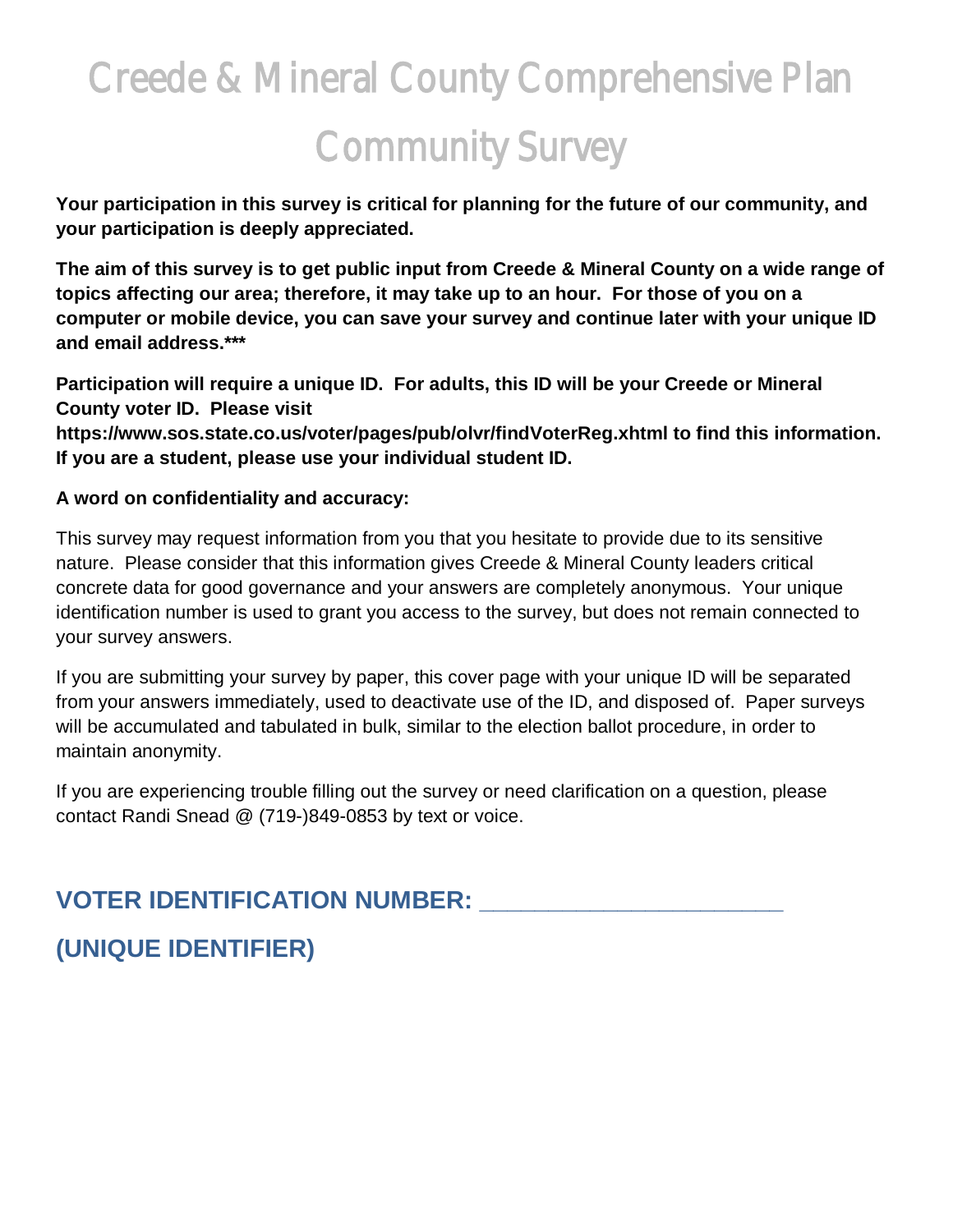# Creede & Mineral County Comprehensive Plan Community Survey

**Your participation in this survey is critical for planning for the future of our community, and your participation is deeply appreciated.**

**The aim of this survey is to get public input from Creede & Mineral County on a wide range of topics affecting our area; therefore, it may take up to an hour. For those of you on a computer or mobile device, you can save your survey and continue later with your unique ID and email address.***

**Participation will require a unique ID. For adults, this ID will be your Creede or Mineral County voter ID. Please visit https://www.sos.state.co.us/voter/pages/pub/olvr/findVoterReg.xhtml to find this information. If you are a student, please use your individual student ID.**

**A word on confidentiality and accuracy:**

This survey may request information from you that you hesitate to provide due to its sensitive nature. Please consider that this information gives Creede & Mineral County leaders critical concrete data for good governance and your answers are completely anonymous. Your unique identification number is used to grant you access to the survey, but does not remain connected to your survey answers.

If you are submitting your survey by paper, this cover page with your unique ID will be separated from your answers immediately, used to deactivate use of the ID, and disposed of. Paper surveys will be accumulated and tabulated in bulk, similar to the election ballot procedure, in order to maintain anonymity.

If you are experiencing trouble filling out the survey or need clarification on a question, please contact Randi Snead @ (719-)849-0853 by text or voice.

## VOTER IDENTIFICATION NUMBER: ______________________

## (UNIQUE IDENTIFIER)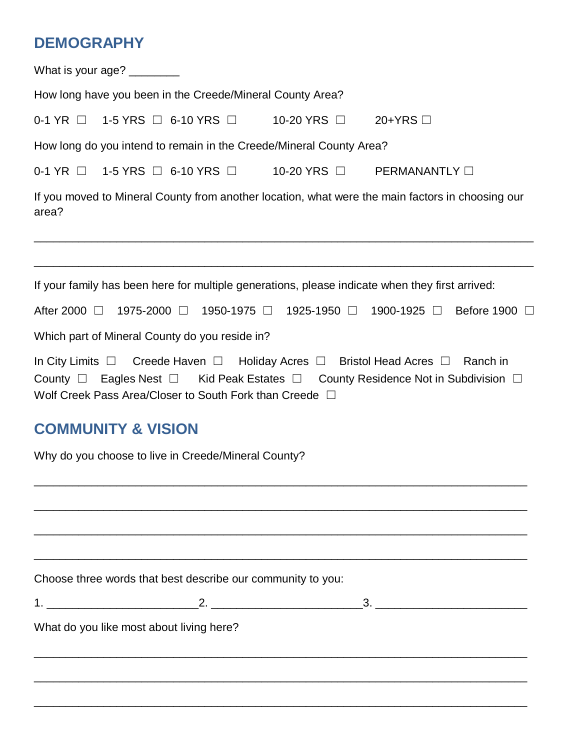## DEMOGRAPHY

What is your age? ________

How long have you been in the Creede/Mineral County Area?

0-1 YR ☐ 1-5 YRS ☐ 6-10 YRS ☐ 10-20 YRS ☐ 20+YRS ☐

How long do you intend to remain in the Creede/Mineral County Area?

0-1 YR ☐ 1-5 YRS ☐ 6-10 YRS ☐ 10-20 YRS ☐ PERMANANTLY ☐

If you moved to Mineral County from another location, what were the main factors in choosing our area?

______________________________________________________________________

______________________________________________________________________

If your family has been here for multiple generations, please indicate when they first arrived:

After 2000 ☐ 1975-2000 ☐ 1950-1975 ☐ 1925-1950 ☐ 1900-1925 ☐ Before 1900 ☐

Which part of Mineral County do you reside in?

In City Limits ☐ Creede Haven ☐ Holiday Acres ☐ Bristol Head Acres ☐ Ranch in County ☐ Eagles Nest ☐ Kid Peak Estates ☐ County Residence Not in Subdivision ☐ Wolf Creek Pass Area/Closer to South Fork than Creede ☐

## COMMUNITY & VISION

Why do you choose to live in Creede/Mineral County?

______________________________________________________________________

______________________________________________________________________

______________________________________________________________________

______________________________________________________________________

Choose three words that best describe our community to you:

1. ________________________ 2. ________________________ 3. ________________________

What do you like most about living here?

______________________________________________________________________

______________________________________________________________________

______________________________________________________________________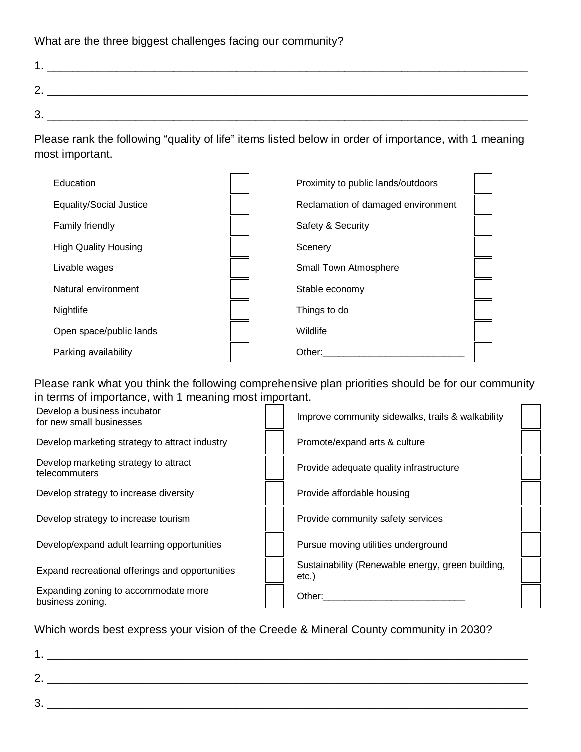What are the three biggest challenges facing our community?

1. ___________________________________________________________________________

2. ___________________________________________________________________________

3. ___________________________________________________________________________

Please rank the following “quality of life” items listed below in order of importance, with 1 meaning most important.

| Item | Rank | Item | Rank |
|---|---|---|---|
| Education | ☐ | Proximity to public lands/outdoors | ☐ |
| Equality/Social Justice | ☐ | Reclamation of damaged environment | ☐ |
| Family friendly | ☐ | Safety & Security | ☐ |
| High Quality Housing | ☐ | Scenery | ☐ |
| Livable wages | ☐ | Small Town Atmosphere | ☐ |
| Natural environment | ☐ | Stable economy | ☐ |
| Nightlife | ☐ | Things to do | ☐ |
| Open space/public lands | ☐ | Wildlife | ☐ |
| Parking availability | ☐ | Other:__________________________ | ☐ |

Please rank what you think the following comprehensive plan priorities should be for our community in terms of importance, with 1 meaning most important.

| Priority | Rank | Priority | Rank |
|---|---|---|---|
| Develop a business incubator for new small businesses | ☐ | Improve community sidewalks, trails & walkability | ☐ |
| Develop marketing strategy to attract industry | ☐ | Promote/expand arts & culture | ☐ |
| Develop marketing strategy to attract telecommuters | ☐ | Provide adequate quality infrastructure | ☐ |
| Develop strategy to increase diversity | ☐ | Provide affordable housing | ☐ |
| Develop strategy to increase tourism | ☐ | Provide community safety services | ☐ |
| Develop/expand adult learning opportunities | ☐ | Pursue moving utilities underground | ☐ |
| Expand recreational offerings and opportunities | ☐ | Sustainability (Renewable energy, green building, etc.) | ☐ |
| Expanding zoning to accommodate more business zoning. | ☐ | Other:__________________________ | ☐ |

Which words best express your vision of the Creede & Mineral County community in 2030?

1. ___________________________________________________________________________

2. ___________________________________________________________________________

3. ___________________________________________________________________________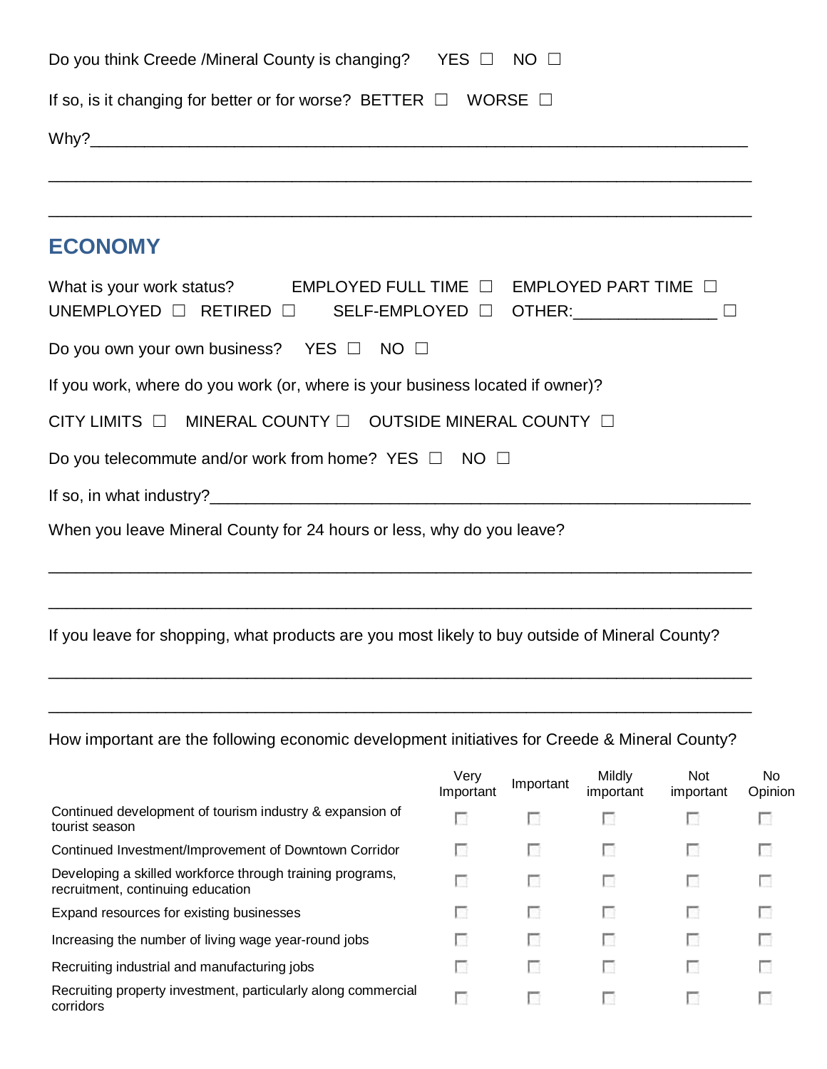Do you think Creede /Mineral County is changing? YES ☐ NO ☐

If so, is it changing for better or for worse? BETTER ☐ WORSE ☐

Why?_______________________________________________________________________

___________________________________________________________________________

___________________________________________________________________________

## ECONOMY

What is your work status? EMPLOYED FULL TIME ☐ EMPLOYED PART TIME ☐ UNEMPLOYED ☐ RETIRED ☐ SELF-EMPLOYED ☐ OTHER:_______________ ☐

Do you own your own business? YES ☐ NO ☐

If you work, where do you work (or, where is your business located if owner)?

CITY LIMITS ☐ MINERAL COUNTY ☐ OUTSIDE MINERAL COUNTY ☐

Do you telecommute and/or work from home? YES ☐ NO ☐

If so, in what industry?___________________________________________________________

When you leave Mineral County for 24 hours or less, why do you leave?

___________________________________________________________________________

___________________________________________________________________________

If you leave for shopping, what products are you most likely to buy outside of Mineral County?

___________________________________________________________________________

___________________________________________________________________________

How important are the following economic development initiatives for Creede & Mineral County?

| | Very Important | Important | Mildly important | Not important | No Opinion |
|---|---|---|---|---|---|
| Continued development of tourism industry & expansion of tourist season | ☐ | ☐ | ☐ | ☐ | ☐ |
| Continued Investment/Improvement of Downtown Corridor | ☐ | ☐ | ☐ | ☐ | ☐ |
| Developing a skilled workforce through training programs, recruitment, continuing education | ☐ | ☐ | ☐ | ☐ | ☐ |
| Expand resources for existing businesses | ☐ | ☐ | ☐ | ☐ | ☐ |
| Increasing the number of living wage year-round jobs | ☐ | ☐ | ☐ | ☐ | ☐ |
| Recruiting industrial and manufacturing jobs | ☐ | ☐ | ☐ | ☐ | ☐ |
| Recruiting property investment, particularly along commercial corridors | ☐ | ☐ | ☐ | ☐ | ☐ |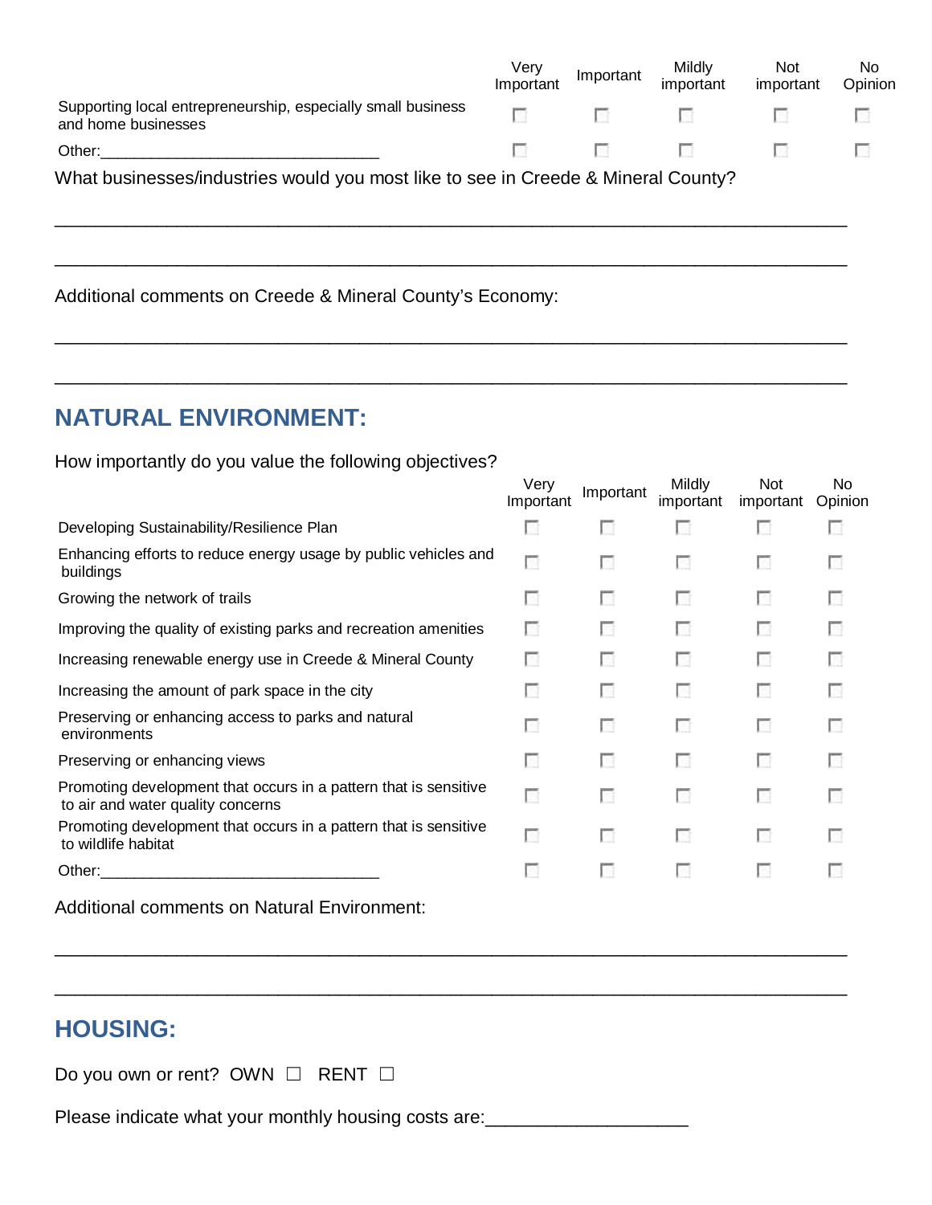| | Very Important | Important | Mildly important | Not important | No Opinion |
|---|---|---|---|---|---|
| Supporting local entrepreneurship, especially small business and home businesses | ☐ | ☐ | ☐ | ☐ | ☐ |
| Other:_______________________________ | ☐ | ☐ | ☐ | ☐ | ☐ |

What businesses/industries would you most like to see in Creede & Mineral County?

_______________________________________________________________________________

_______________________________________________________________________________

Additional comments on Creede & Mineral County's Economy:

_______________________________________________________________________________

_______________________________________________________________________________

## NATURAL ENVIRONMENT:

How importantly do you value the following objectives?

| | Very Important | Important | Mildly important | Not important | No Opinion |
|---|---|---|---|---|---|
| Developing Sustainability/Resilience Plan | ☐ | ☐ | ☐ | ☐ | ☐ |
| Enhancing efforts to reduce energy usage by public vehicles and buildings | ☐ | ☐ | ☐ | ☐ | ☐ |
| Growing the network of trails | ☐ | ☐ | ☐ | ☐ | ☐ |
| Improving the quality of existing parks and recreation amenities | ☐ | ☐ | ☐ | ☐ | ☐ |
| Increasing renewable energy use in Creede & Mineral County | ☐ | ☐ | ☐ | ☐ | ☐ |
| Increasing the amount of park space in the city | ☐ | ☐ | ☐ | ☐ | ☐ |
| Preserving or enhancing access to parks and natural environments | ☐ | ☐ | ☐ | ☐ | ☐ |
| Preserving or enhancing views | ☐ | ☐ | ☐ | ☐ | ☐ |
| Promoting development that occurs in a pattern that is sensitive to air and water quality concerns | ☐ | ☐ | ☐ | ☐ | ☐ |
| Promoting development that occurs in a pattern that is sensitive to wildlife habitat | ☐ | ☐ | ☐ | ☐ | ☐ |
| Other:_______________________________ | ☐ | ☐ | ☐ | ☐ | ☐ |

Additional comments on Natural Environment:

_______________________________________________________________________________

_______________________________________________________________________________

## HOUSING:

Do you own or rent? OWN ☐ RENT ☐

Please indicate what your monthly housing costs are:___________________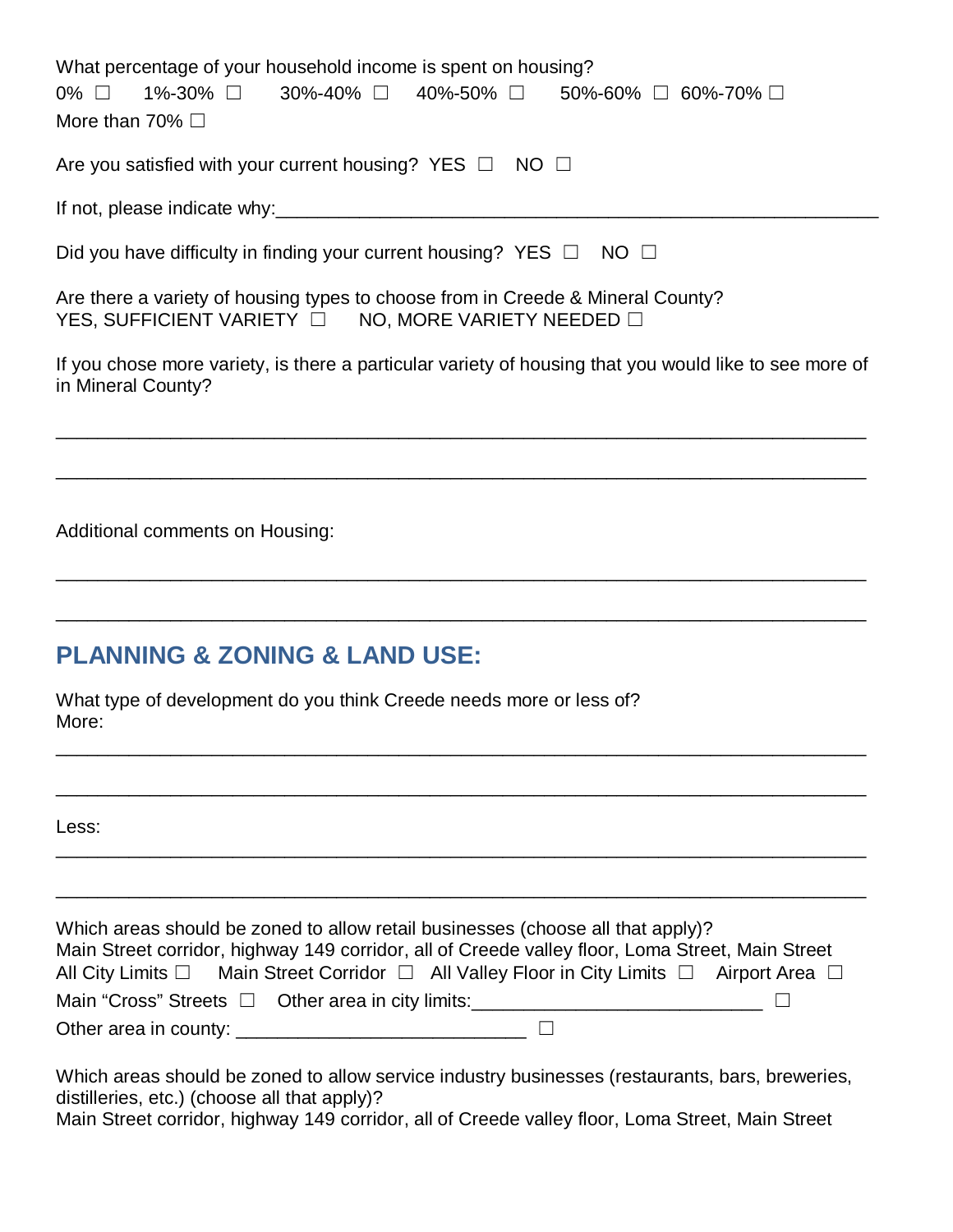What percentage of your household income is spent on housing?

0% ☐ 1%-30% ☐ 30%-40% ☐ 40%-50% ☐ 50%-60% ☐ 60%-70% ☐

More than 70% ☐

Are you satisfied with your current housing? YES ☐ NO ☐

If not, please indicate why:____________________________________________________________

Did you have difficulty in finding your current housing? YES ☐ NO ☐

Are there a variety of housing types to choose from in Creede & Mineral County?
YES, SUFFICIENT VARIETY ☐ NO, MORE VARIETY NEEDED ☐

If you chose more variety, is there a particular variety of housing that you would like to see more of in Mineral County?

___________________________________________________________________________

___________________________________________________________________________

Additional comments on Housing:

___________________________________________________________________________

___________________________________________________________________________

## PLANNING & ZONING & LAND USE:

What type of development do you think Creede needs more or less of?
More:

___________________________________________________________________________

___________________________________________________________________________

Less:

___________________________________________________________________________

___________________________________________________________________________

Which areas should be zoned to allow retail businesses (choose all that apply)?
Main Street corridor, highway 149 corridor, all of Creede valley floor, Loma Street, Main Street

All City Limits ☐ Main Street Corridor ☐ All Valley Floor in City Limits ☐ Airport Area ☐

Main "Cross" Streets ☐ Other area in city limits:____________________________ ☐

Other area in county: ____________________________ ☐

Which areas should be zoned to allow service industry businesses (restaurants, bars, breweries, distilleries, etc.) (choose all that apply)?
Main Street corridor, highway 149 corridor, all of Creede valley floor, Loma Street, Main Street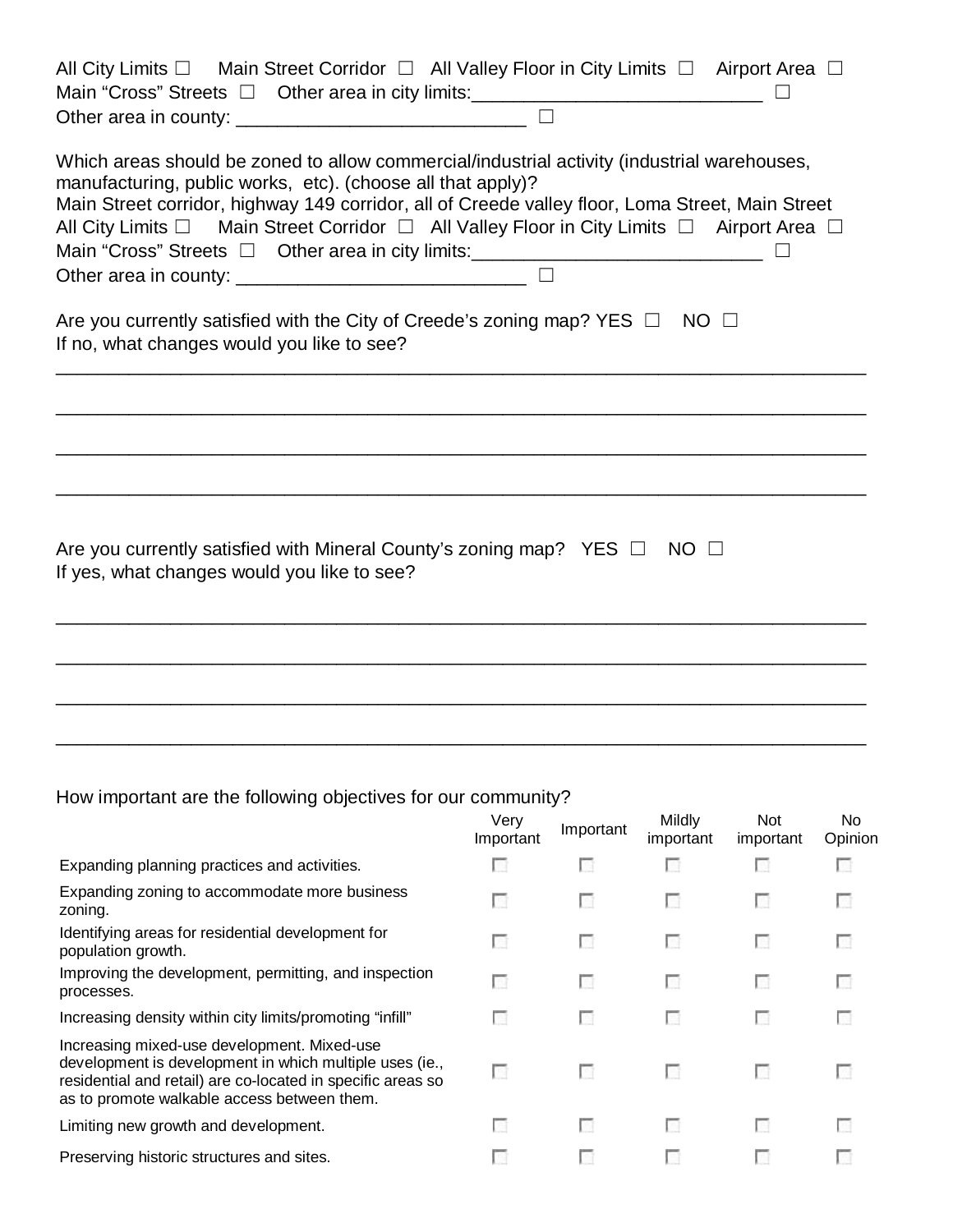All City Limits ☐ Main Street Corridor ☐ All Valley Floor in City Limits ☐ Airport Area ☐
Main "Cross" Streets ☐ Other area in city limits:___________________________ ☐
Other area in county: ___________________________ ☐

Which areas should be zoned to allow commercial/industrial activity (industrial warehouses, manufacturing, public works, etc). (choose all that apply)?
Main Street corridor, highway 149 corridor, all of Creede valley floor, Loma Street, Main Street
All City Limits ☐ Main Street Corridor ☐ All Valley Floor in City Limits ☐ Airport Area ☐
Main "Cross" Streets ☐ Other area in city limits:___________________________ ☐
Other area in county: ___________________________ ☐

Are you currently satisfied with the City of Creede's zoning map? YES ☐ NO ☐
If no, what changes would you like to see?

_______________________________________________________________________________

_______________________________________________________________________________

_______________________________________________________________________________

_______________________________________________________________________________

Are you currently satisfied with Mineral County's zoning map? YES ☐ NO ☐
If yes, what changes would you like to see?

_______________________________________________________________________________

_______________________________________________________________________________

_______________________________________________________________________________

_______________________________________________________________________________

How important are the following objectives for our community?

| | Very Important | Important | Mildly important | Not important | No Opinion |
|---|---|---|---|---|---|
| Expanding planning practices and activities. | ☐ | ☐ | ☐ | ☐ | ☐ |
| Expanding zoning to accommodate more business zoning. | ☐ | ☐ | ☐ | ☐ | ☐ |
| Identifying areas for residential development for population growth. | ☐ | ☐ | ☐ | ☐ | ☐ |
| Improving the development, permitting, and inspection processes. | ☐ | ☐ | ☐ | ☐ | ☐ |
| Increasing density within city limits/promoting "infill" | ☐ | ☐ | ☐ | ☐ | ☐ |
| Increasing mixed-use development. Mixed-use development is development in which multiple uses (ie., residential and retail) are co-located in specific areas so as to promote walkable access between them. | ☐ | ☐ | ☐ | ☐ | ☐ |
| Limiting new growth and development. | ☐ | ☐ | ☐ | ☐ | ☐ |
| Preserving historic structures and sites. | ☐ | ☐ | ☐ | ☐ | ☐ |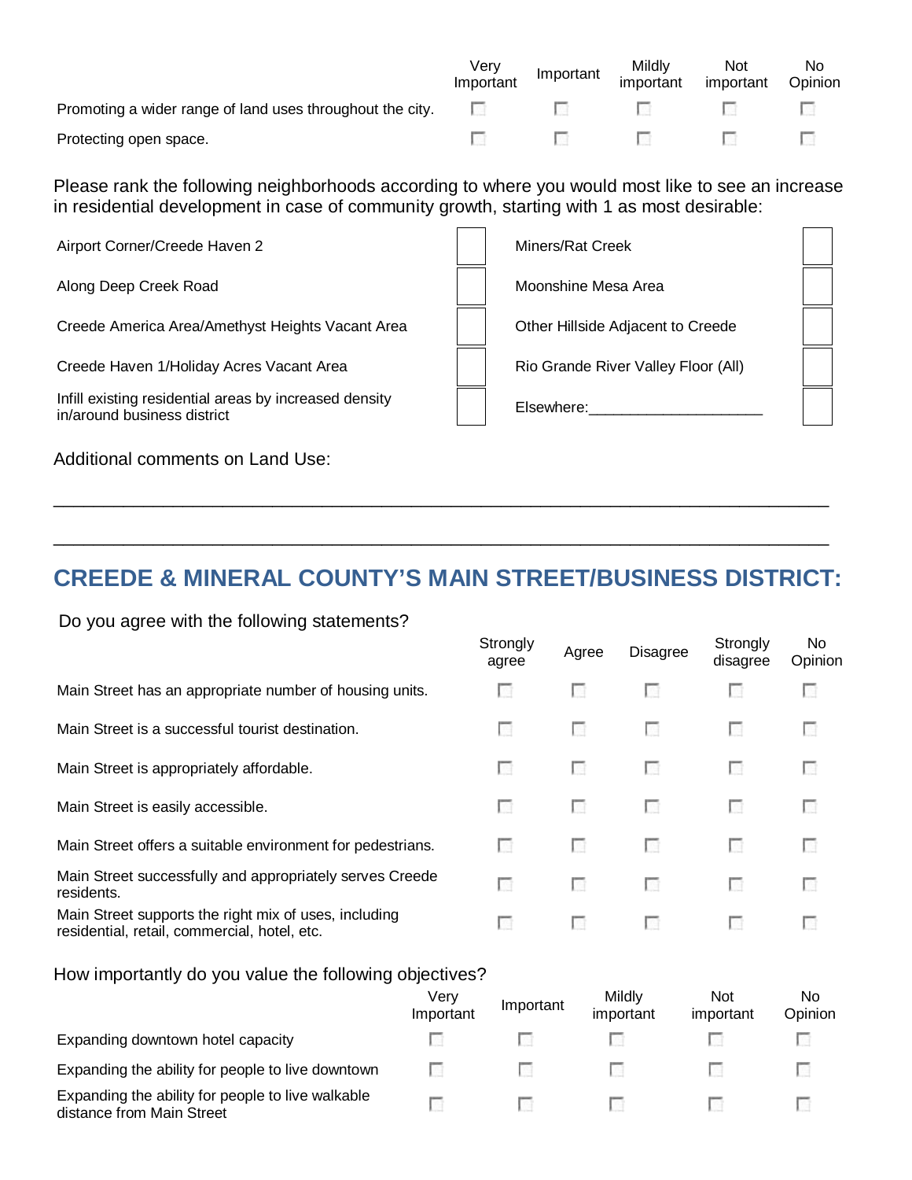| | Very Important | Important | Mildly important | Not important | No Opinion |
|---|---|---|---|---|---|
| Promoting a wider range of land uses throughout the city. | ☐ | ☐ | ☐ | ☐ | ☐ |
| Protecting open space. | ☐ | ☐ | ☐ | ☐ | ☐ |

Please rank the following neighborhoods according to where you would most like to see an increase in residential development in case of community growth, starting with 1 as most desirable:

| Neighborhood | Rank | Neighborhood | Rank |
|---|---|---|---|
| Airport Corner/Creede Haven 2 | ☐ | Miners/Rat Creek | ☐ |
| Along Deep Creek Road | ☐ | Moonshine Mesa Area | ☐ |
| Creede America Area/Amethyst Heights Vacant Area | ☐ | Other Hillside Adjacent to Creede | ☐ |
| Creede Haven 1/Holiday Acres Vacant Area | ☐ | Rio Grande River Valley Floor (All) | ☐ |
| Infill existing residential areas by increased density in/around business district | ☐ | Elsewhere:____________________ | ☐ |

Additional comments on Land Use:

_______________________________________________________________________________

_______________________________________________________________________________

## CREEDE & MINERAL COUNTY'S MAIN STREET/BUSINESS DISTRICT:

Do you agree with the following statements?

| | Strongly agree | Agree | Disagree | Strongly disagree | No Opinion |
|---|---|---|---|---|---|
| Main Street has an appropriate number of housing units. | ☐ | ☐ | ☐ | ☐ | ☐ |
| Main Street is a successful tourist destination. | ☐ | ☐ | ☐ | ☐ | ☐ |
| Main Street is appropriately affordable. | ☐ | ☐ | ☐ | ☐ | ☐ |
| Main Street is easily accessible. | ☐ | ☐ | ☐ | ☐ | ☐ |
| Main Street offers a suitable environment for pedestrians. | ☐ | ☐ | ☐ | ☐ | ☐ |
| Main Street successfully and appropriately serves Creede residents. | ☐ | ☐ | ☐ | ☐ | ☐ |
| Main Street supports the right mix of uses, including residential, retail, commercial, hotel, etc. | ☐ | ☐ | ☐ | ☐ | ☐ |

How importantly do you value the following objectives?

| | Very Important | Important | Mildly important | Not important | No Opinion |
|---|---|---|---|---|---|
| Expanding downtown hotel capacity | ☐ | ☐ | ☐ | ☐ | ☐ |
| Expanding the ability for people to live downtown | ☐ | ☐ | ☐ | ☐ | ☐ |
| Expanding the ability for people to live walkable distance from Main Street | ☐ | ☐ | ☐ | ☐ | ☐ |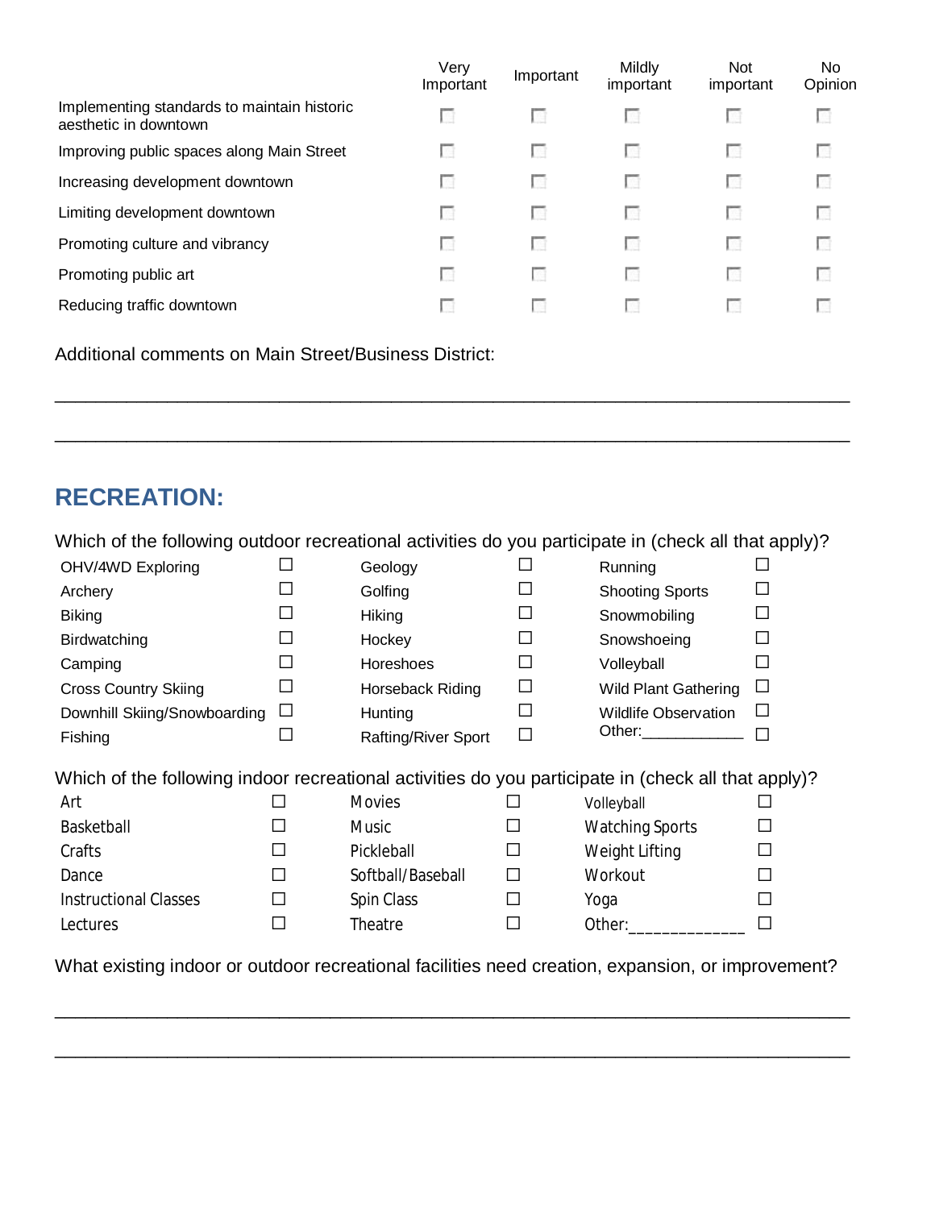| | Very Important | Important | Mildly important | Not important | No Opinion |
|---|---|---|---|---|---|
| Implementing standards to maintain historic aesthetic in downtown | ☐ | ☐ | ☐ | ☐ | ☐ |
| Improving public spaces along Main Street | ☐ | ☐ | ☐ | ☐ | ☐ |
| Increasing development downtown | ☐ | ☐ | ☐ | ☐ | ☐ |
| Limiting development downtown | ☐ | ☐ | ☐ | ☐ | ☐ |
| Promoting culture and vibrancy | ☐ | ☐ | ☐ | ☐ | ☐ |
| Promoting public art | ☐ | ☐ | ☐ | ☐ | ☐ |
| Reducing traffic downtown | ☐ | ☐ | ☐ | ☐ | ☐ |

Additional comments on Main Street/Business District:

_______________________________________________________________________________

_______________________________________________________________________________

## RECREATION:

Which of the following outdoor recreational activities do you participate in (check all that apply)?

| | | | | | |
|---|---|---|---|---|---|
| OHV/4WD Exploring | ☐ | Geology | ☐ | Running | ☐ |
| Archery | ☐ | Golfing | ☐ | Shooting Sports | ☐ |
| Biking | ☐ | Hiking | ☐ | Snowmobiling | ☐ |
| Birdwatching | ☐ | Hockey | ☐ | Snowshoeing | ☐ |
| Camping | ☐ | Horeshoes | ☐ | Volleyball | ☐ |
| Cross Country Skiing | ☐ | Horseback Riding | ☐ | Wild Plant Gathering | ☐ |
| Downhill Skiing/Snowboarding | ☐ | Hunting | ☐ | Wildlife Observation | ☐ |
| Fishing | ☐ | Rafting/River Sport | ☐ | Other:___________ | ☐ |

Which of the following indoor recreational activities do you participate in (check all that apply)?

| | | | | | |
|---|---|---|---|---|---|
| Art | ☐ | Movies | ☐ | Volleyball | ☐ |
| Basketball | ☐ | Music | ☐ | Watching Sports | ☐ |
| Crafts | ☐ | Pickleball | ☐ | Weight Lifting | ☐ |
| Dance | ☐ | Softball/Baseball | ☐ | Workout | ☐ |
| Instructional Classes | ☐ | Spin Class | ☐ | Yoga | ☐ |
| Lectures | ☐ | Theatre | ☐ | Other:_____________ | ☐ |

What existing indoor or outdoor recreational facilities need creation, expansion, or improvement?

_______________________________________________________________________________

_______________________________________________________________________________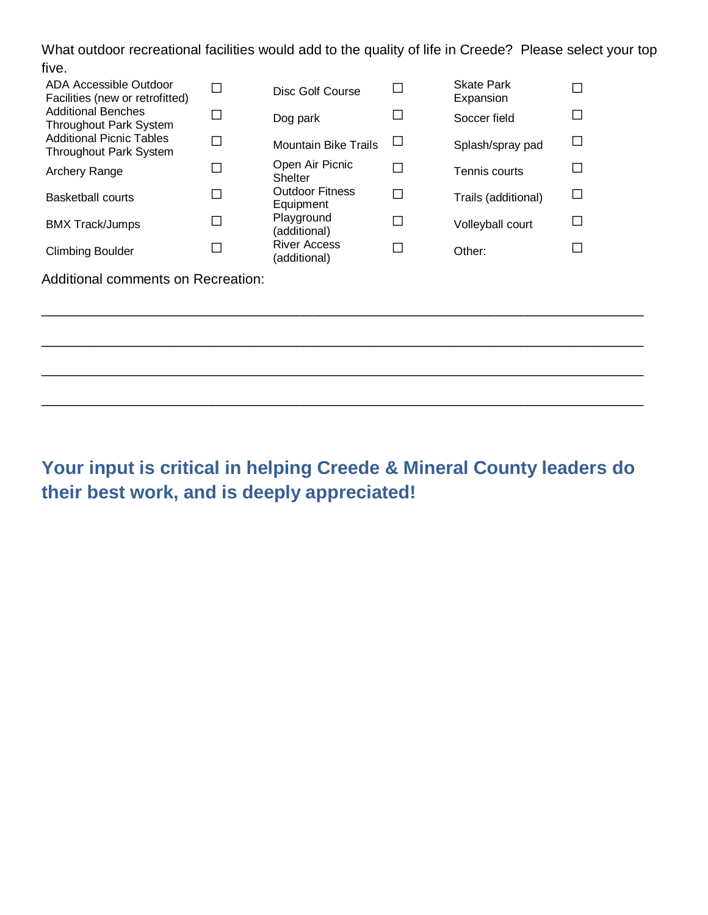What outdoor recreational facilities would add to the quality of life in Creede? Please select your top five.

| | | | | | |
|---|---|---|---|---|---|
| ADA Accessible Outdoor Facilities (new or retrofitted) | ☐ | Disc Golf Course | ☐ | Skate Park Expansion | ☐ |
| Additional Benches Throughout Park System | ☐ | Dog park | ☐ | Soccer field | ☐ |
| Additional Picnic Tables Throughout Park System | ☐ | Mountain Bike Trails | ☐ | Splash/spray pad | ☐ |
| Archery Range | ☐ | Open Air Picnic Shelter | ☐ | Tennis courts | ☐ |
| Basketball courts | ☐ | Outdoor Fitness Equipment | ☐ | Trails (additional) | ☐ |
| BMX Track/Jumps | ☐ | Playground (additional) | ☐ | Volleyball court | ☐ |
| Climbing Boulder | ☐ | River Access (additional) | ☐ | Other: | ☐ |

Additional comments on Recreation:

_______________________________________________________________________________

_______________________________________________________________________________

_______________________________________________________________________________

_______________________________________________________________________________

**Your input is critical in helping Creede & Mineral County leaders do their best work, and is deeply appreciated!**